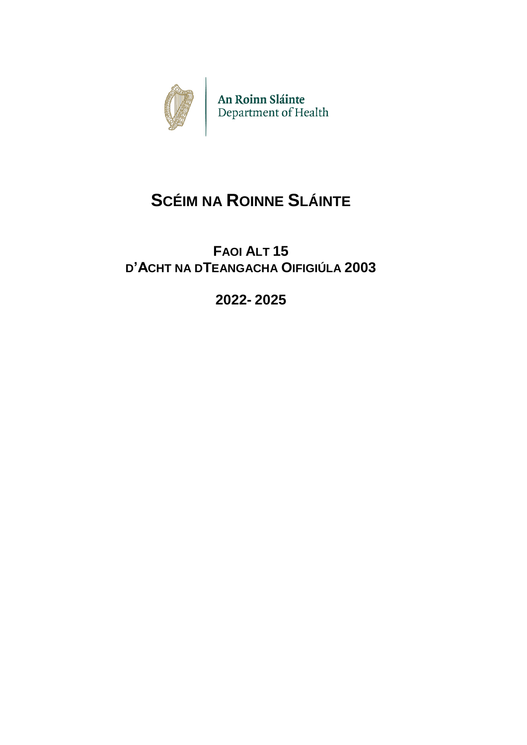An Roinn Sláinte
Department of Health

# SCÉIM NA ROINNE SLÁINTE

## FAOI ALT 15
## D'ACHT NA DTEANGACHA OIFIGIÚLA 2003

## 2022- 2025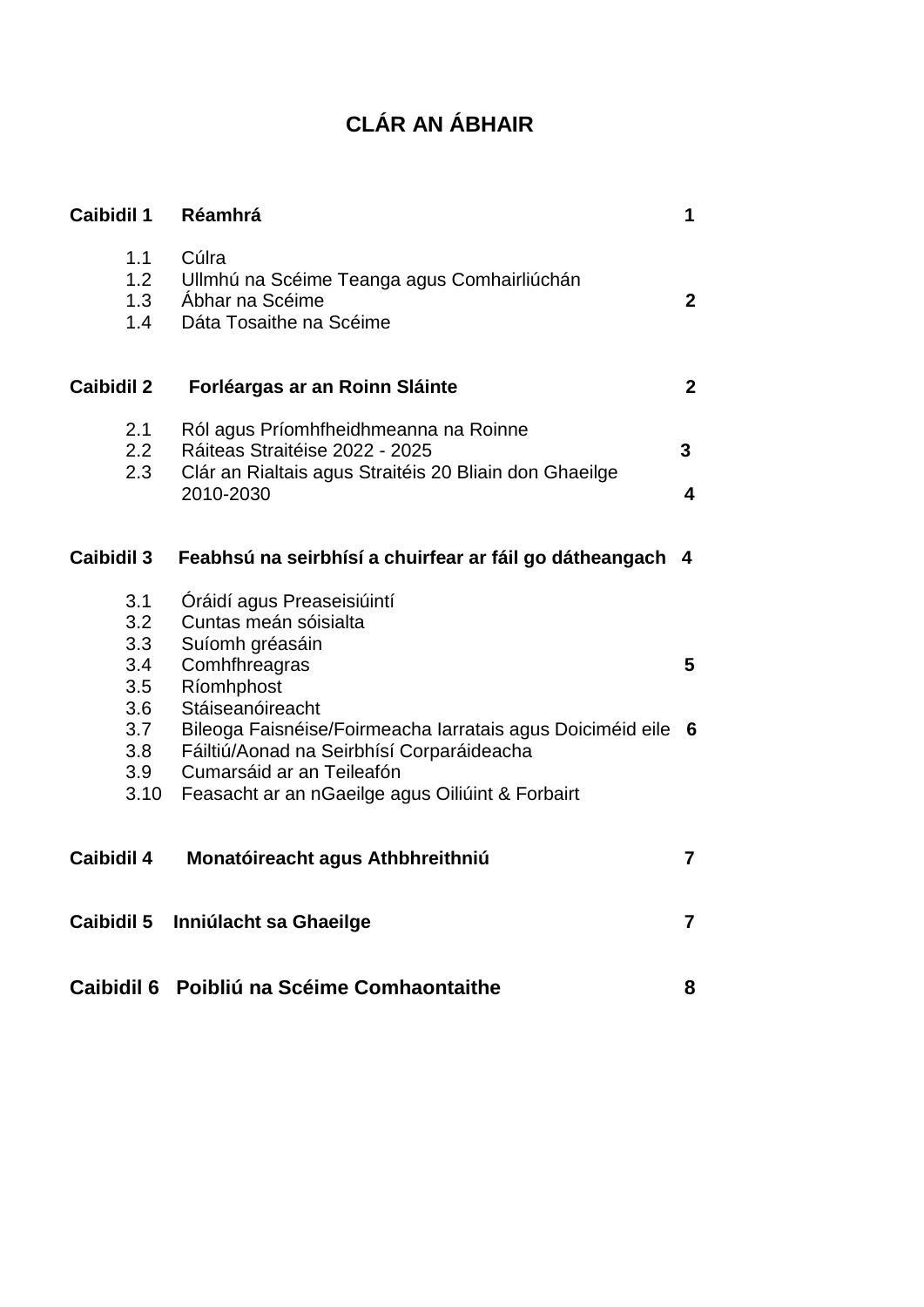# CLÁR AN ÁBHAIR

| | | |
|---|---|---|
| **Caibidil 1** | **Réamhrá** | **1** |
| 1.1 | Cúlra | |
| 1.2 | Ullmhú na Scéime Teanga agus Comhairliúchán | |
| 1.3 | Ábhar na Scéime | **2** |
| 1.4 | Dáta Tosaithe na Scéime | |
| **Caibidil 2** | **Forléargas ar an Roinn Sláinte** | **2** |
| 2.1 | Ról agus Príomhfheidhmeanna na Roinne | |
| 2.2 | Ráiteas Straitéise 2022 - 2025 | **3** |
| 2.3 | Clár an Rialtais agus Straitéis 20 Bliain don Ghaeilge 2010-2030 | **4** |
| **Caibidil 3** | **Feabhsú na seirbhísí a chuirfear ar fáil go dátheangach** | **4** |
| 3.1 | Óráidí agus Preaseisiúintí | |
| 3.2 | Cuntas meán sóisialta | |
| 3.3 | Suíomh gréasáin | |
| 3.4 | Comhfhreagras | **5** |
| 3.5 | Ríomhphost | |
| 3.6 | Stáiseanóireacht | |
| 3.7 | Bileoga Faisnéise/Foirmeacha Iarratais agus Doiciméid eile | **6** |
| 3.8 | Fáiltiú/Aonad na Seirbhísí Corparáideacha | |
| 3.9 | Cumarsáid ar an Teileafón | |
| 3.10 | Feasacht ar an nGaeilge agus Oiliúint & Forbairt | |
| **Caibidil 4** | **Monatóireacht agus Athbhreithniú** | **7** |
| **Caibidil 5** | **Inniúlacht sa Ghaeilge** | **7** |
| **Caibidil 6** | **Poibliú na Scéime Comhaontaithe** | **8** |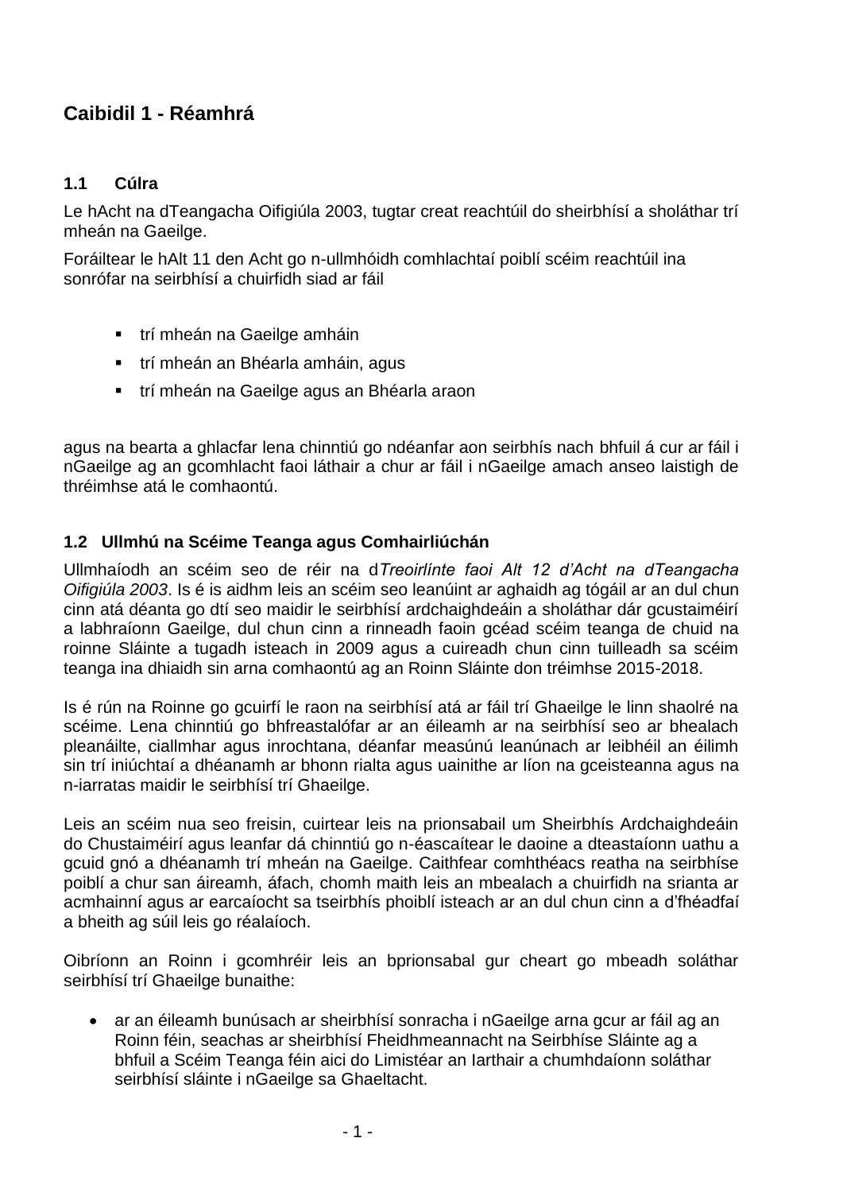# Caibidil 1 - Réamhrá

## 1.1 Cúlra

Le hAcht na dTeangacha Oifigiúla 2003, tugtar creat reachtúil do sheirbhísí a sholáthar trí mheán na Gaeilge.

Foráiltear le hAlt 11 den Acht go n-ullmhóidh comhlachtaí poiblí scéim reachtúil ina sonrófar na seirbhísí a chuirfidh siad ar fáil

- trí mheán na Gaeilge amháin
- trí mheán an Bhéarla amháin, agus
- trí mheán na Gaeilge agus an Bhéarla araon

agus na bearta a ghlacfar lena chinntiú go ndéanfar aon seirbhís nach bhfuil á cur ar fáil i nGaeilge ag an gcomhlacht faoi láthair a chur ar fáil i nGaeilge amach anseo laistigh de thréimhse atá le comhaontú.

## 1.2 Ullmhú na Scéime Teanga agus Comhairliúchán

Ullmhaíodh an scéim seo de réir na d*Treoirlínte faoi Alt 12 d'Acht na dTeangacha Oifigiúla 2003*. Is é is aidhm leis an scéim seo leanúint ar aghaidh ag tógáil ar an dul chun cinn atá déanta go dtí seo maidir le seirbhísí ardchaighdeáin a sholáthar dár gcustaiméirí a labhraíonn Gaeilge, dul chun cinn a rinneadh faoin gcéad scéim teanga de chuid na roinne Sláinte a tugadh isteach in 2009 agus a cuireadh chun cinn tuilleadh sa scéim teanga ina dhiaidh sin arna comhaontú ag an Roinn Sláinte don tréimhse 2015-2018.

Is é rún na Roinne go gcuirfí le raon na seirbhísí atá ar fáil trí Ghaeilge le linn shaolré na scéime. Lena chinntiú go bhfreastalófar ar an éileamh ar na seirbhísí seo ar bhealach pleanáilte, ciallmhar agus inrochtana, déanfar measúnú leanúnach ar leibhéil an éilimh sin trí iniúchtaí a dhéanamh ar bhonn rialta agus uainithe ar líon na gceisteanna agus na n-iarratas maidir le seirbhísí trí Ghaeilge.

Leis an scéim nua seo freisin, cuirtear leis na prionsabail um Sheirbhís Ardchaighdeáin do Chustaiméirí agus leanfar dá chinntiú go n-éascaítear le daoine a dteastaíonn uathu a gcuid gnó a dhéanamh trí mheán na Gaeilge. Caithfear comhthéacs reatha na seirbhíse poiblí a chur san áireamh, áfach, chomh maith leis an mbealach a chuirfidh na srianta ar acmhainní agus ar earcaíocht sa tseirbhís phoiblí isteach ar an dul chun cinn a d'fhéadfaí a bheith ag súil leis go réalaíoch.

Oibríonn an Roinn i gcomhréir leis an bprionsabal gur cheart go mbeadh soláthar seirbhísí trí Ghaeilge bunaithe:

- ar an éileamh bunúsach ar sheirbhísí sonracha i nGaeilge arna gcur ar fáil ag an Roinn féin, seachas ar sheirbhísí Fheidhmeannacht na Seirbhíse Sláinte ag a bhfuil a Scéim Teanga féin aici do Limistéar an Iarthair a chumhdaíonn soláthar seirbhísí sláinte i nGaeilge sa Ghaeltacht.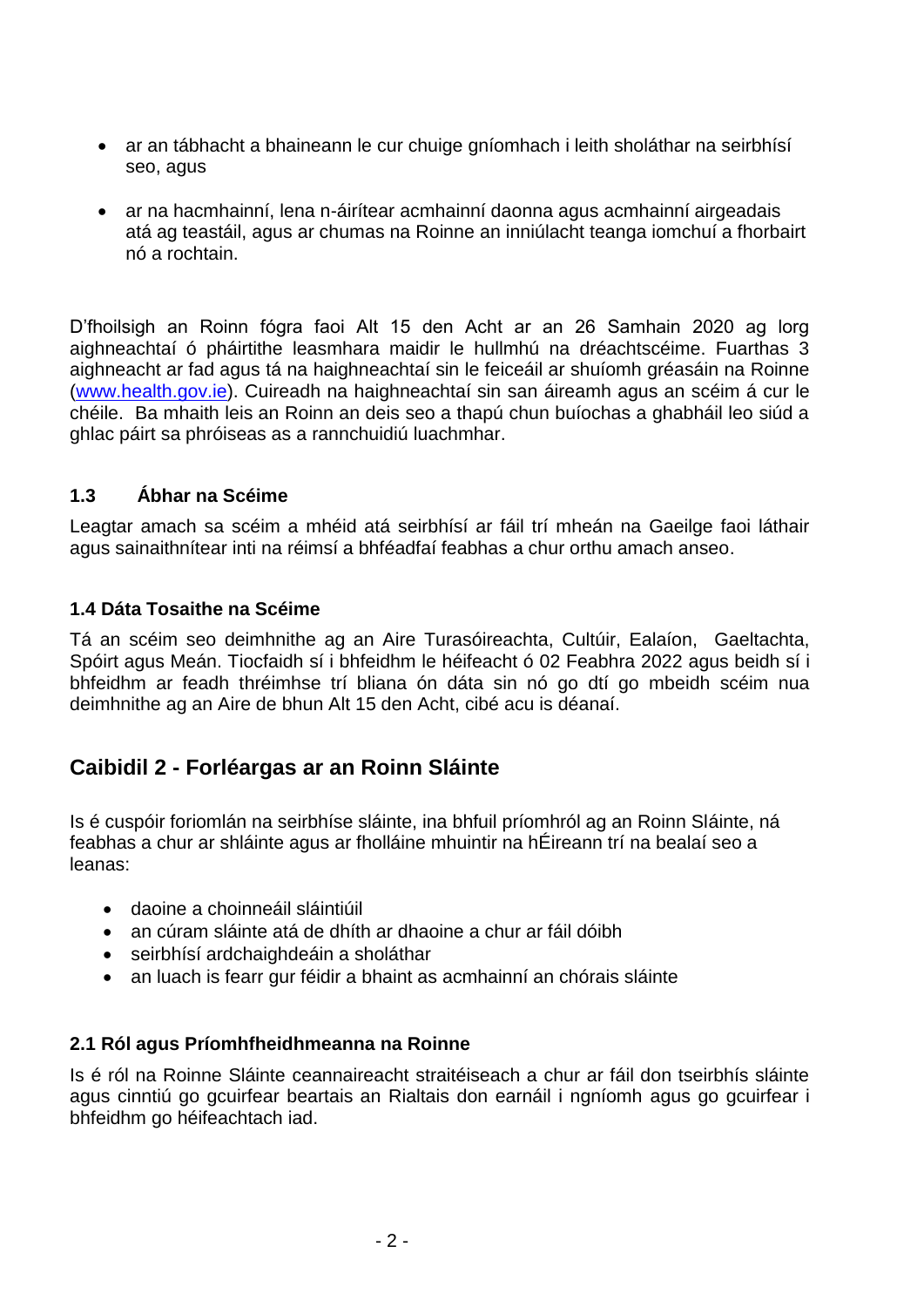- ar an tábhacht a bhaineann le cur chuige gníomhach i leith sholáthar na seirbhísí seo, agus
- ar na hacmhainní, lena n-áirítear acmhainní daonna agus acmhainní airgeadais atá ag teastáil, agus ar chumas na Roinne an inniúlacht teanga iomchuí a fhorbairt nó a rochtain.

D'fhoilsigh an Roinn fógra faoi Alt 15 den Acht ar an 26 Samhain 2020 ag lorg aighneachtaí ó pháirtithe leasmhara maidir le hullmhú na dréachtscéime. Fuarthas 3 aighneacht ar fad agus tá na haighneachtaí sin le feiceáil ar shuíomh gréasáin na Roinne (www.health.gov.ie). Cuireadh na haighneachtaí sin san áireamh agus an scéim á cur le chéile. Ba mhaith leis an Roinn an deis seo a thapú chun buíochas a ghabháil leo siúd a ghlac páirt sa phróiseas as a rannchuidiú luachmhar.

### 1.3 Ábhar na Scéime

Leagtar amach sa scéim a mhéid atá seirbhísí ar fáil trí mheán na Gaeilge faoi láthair agus sainaithnítear inti na réimsí a bhféadfaí feabhas a chur orthu amach anseo.

### 1.4 Dáta Tosaithe na Scéime

Tá an scéim seo deimhnithe ag an Aire Turasóireachta, Cultúir, Ealaíon, Gaeltachta, Spóirt agus Meán. Tiocfaidh sí i bhfeidhm le héifeacht ó 02 Feabhra 2022 agus beidh sí i bhfeidhm ar feadh thréimhse trí bliana ón dáta sin nó go dtí go mbeidh scéim nua deimhnithe ag an Aire de bhun Alt 15 den Acht, cibé acu is déanaí.

## Caibidil 2 - Forléargas ar an Roinn Sláinte

Is é cuspóir foriomlán na seirbhíse sláinte, ina bhfuil príomhról ag an Roinn Sláinte, ná feabhas a chur ar shláinte agus ar fholláine mhuintir na hÉireann trí na bealaí seo a leanas:

- daoine a choinneáil sláintiúil
- an cúram sláinte atá de dhíth ar dhaoine a chur ar fáil dóibh
- seirbhísí ardchaighdeáin a sholáthar
- an luach is fearr gur féidir a bhaint as acmhainní an chórais sláinte

### 2.1 Ról agus Príomhfheidhmeanna na Roinne

Is é ról na Roinne Sláinte ceannaireacht straitéiseach a chur ar fáil don tseirbhís sláinte agus cinntiú go gcuirfear beartais an Rialtais don earnáil i ngníomh agus go gcuirfear i bhfeidhm go héifeachtach iad.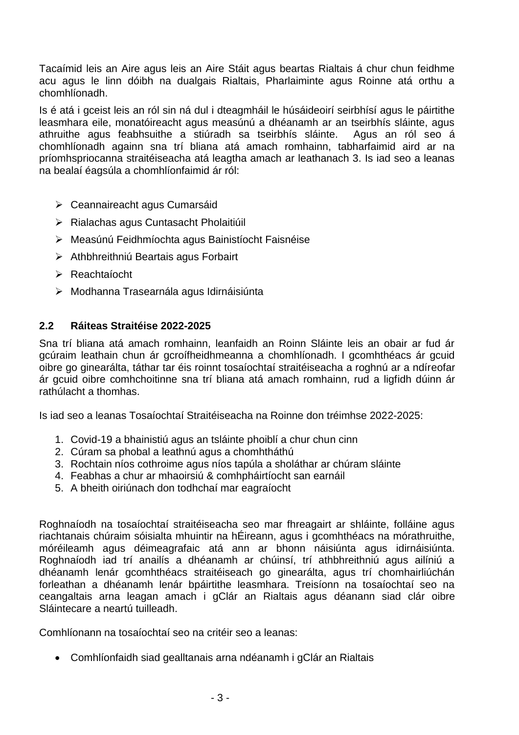Tacaímid leis an Aire agus leis an Aire Stáit agus beartas Rialtais á chur chun feidhme acu agus le linn dóibh na dualgais Rialtais, Pharlaiminte agus Roinne atá orthu a chomhlíonadh.

Is é atá i gceist leis an ról sin ná dul i dteagmháil le húsáideoirí seirbhísí agus le páirtithe leasmhara eile, monatóireacht agus measúnú a dhéanamh ar an tseirbhís sláinte, agus athruithe agus feabhsuithe a stiúradh sa tseirbhís sláinte. Agus an ról seo á chomhlíonadh againn sna trí bliana atá amach romhainn, tabharfaimid aird ar na príomhspriocanna straitéiseacha atá leagtha amach ar leathanach 3. Is iad seo a leanas na bealaí éagsúla a chomhlíonfaimid ár ról:

- Ceannaireacht agus Cumarsáid
- Rialachas agus Cuntasacht Pholaitiúil
- Measúnú Feidhmíochta agus Bainistíocht Faisnéise
- Athbhreithniú Beartais agus Forbairt
- Reachtaíocht
- Modhanna Trasearnála agus Idirnáisiúnta

## 2.2 Ráiteas Straitéise 2022-2025

Sna trí bliana atá amach romhainn, leanfaidh an Roinn Sláinte leis an obair ar fud ár gcúraim leathain chun ár gcroífheidhmeanna a chomhlíonadh. I gcomhthéacs ár gcuid oibre go ginearálta, táthar tar éis roinnt tosaíochtaí straitéiseacha a roghnú ar a ndíreofar ár gcuid oibre comhchoitinne sna trí bliana atá amach romhainn, rud a ligfidh dúinn ár rathúlacht a thomhas.

Is iad seo a leanas Tosaíochtaí Straitéiseacha na Roinne don tréimhse 2022-2025:

1. Covid-19 a bhainistiú agus an tsláinte phoiblí a chur chun cinn
2. Cúram sa phobal a leathnú agus a chomhtháthú
3. Rochtain níos cothroime agus níos tapúla a sholáthar ar chúram sláinte
4. Feabhas a chur ar mhaoirsiú & comhpháirtíocht san earnáil
5. A bheith oiriúnach don todhchaí mar eagraíocht

Roghnaíodh na tosaíochtaí straitéiseacha seo mar fhreagairt ar shláinte, folláine agus riachtanais chúraim sóisialta mhuintir na hÉireann, agus i gcomhthéacs na mórathruithe, móréileamh agus déimeagrafaic atá ann ar bhonn náisiúnta agus idirnáisiúnta. Roghnaíodh iad trí anailís a dhéanamh ar chúinsí, trí athbhreithniú agus ailíniú a dhéanamh lenár gcomhthéacs straitéiseach go ginearálta, agus trí chomhairliúchán forleathan a dhéanamh lenár bpáirtithe leasmhara. Treisíonn na tosaíochtaí seo na ceangaltais arna leagan amach i gClár an Rialtais agus déanann siad clár oibre Sláintecare a neartú tuilleadh.

Comhlíonann na tosaíochtaí seo na critéir seo a leanas:

- Comhlíonfaidh siad gealltanais arna ndéanamh i gClár an Rialtais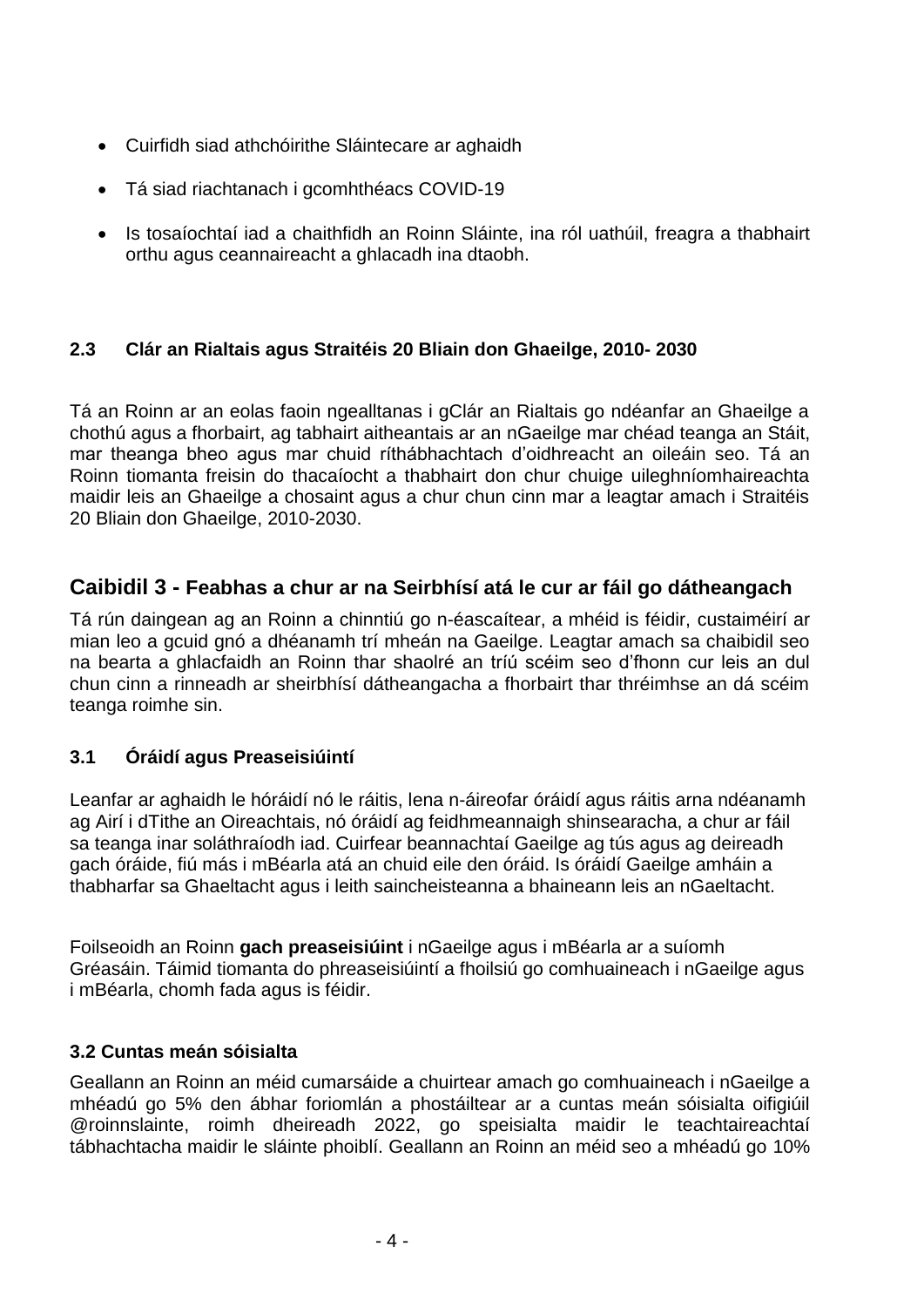- Cuirfidh siad athchóirithe Sláintecare ar aghaidh
- Tá siad riachtanach i gcomhthéacs COVID-19
- Is tosaíochtaí iad a chaithfidh an Roinn Sláinte, ina ról uathúil, freagra a thabhairt orthu agus ceannaireacht a ghlacadh ina dtaobh.

### 2.3 Clár an Rialtais agus Straitéis 20 Bliain don Ghaeilge, 2010- 2030

Tá an Roinn ar an eolas faoin ngealltanas i gClár an Rialtais go ndéanfar an Ghaeilge a chothú agus a fhorbairt, ag tabhairt aitheantais ar an nGaeilge mar chéad teanga an Stáit, mar theanga bheo agus mar chuid ríthábhachtach d'oidhreacht an oileáin seo. Tá an Roinn tiomanta freisin do thacaíocht a thabhairt don chur chuige uileghníomhaireachta maidir leis an Ghaeilge a chosaint agus a chur chun cinn mar a leagtar amach i Straitéis 20 Bliain don Ghaeilge, 2010-2030.

## Caibidil 3 - Feabhas a chur ar na Seirbhísí atá le cur ar fáil go dátheangach

Tá rún daingean ag an Roinn a chinntiú go n-éascaítear, a mhéid is féidir, custaiméirí ar mian leo a gcuid gnó a dhéanamh trí mheán na Gaeilge. Leagtar amach sa chaibidil seo na bearta a ghlacfaidh an Roinn thar shaolré an tríú scéim seo d'fhonn cur leis an dul chun cinn a rinneadh ar sheirbhísí dátheangacha a fhorbairt thar thréimhse an dá scéim teanga roimhe sin.

### 3.1 Óráidí agus Preaseisiúintí

Leanfar ar aghaidh le hóráidí nó le ráitis, lena n-áireofar óráidí agus ráitis arna ndéanamh ag Airí i dTithe an Oireachtais, nó óráidí ag feidhmeannaigh shinsearacha, a chur ar fáil sa teanga inar soláthraíodh iad. Cuirfear beannachtaí Gaeilge ag tús agus ag deireadh gach óráide, fiú más i mBéarla atá an chuid eile den óráid. Is óráidí Gaeilge amháin a thabharfar sa Ghaeltacht agus i leith saincheisteanna a bhaineann leis an nGaeltacht.

Foilseoidh an Roinn **gach preaseisiúint** i nGaeilge agus i mBéarla ar a suíomh Gréasáin. Táimid tiomanta do phreaseisiúintí a fhoilsiú go comhuaineach i nGaeilge agus i mBéarla, chomh fada agus is féidir.

### 3.2 Cuntas meán sóisialta

Geallann an Roinn an méid cumarsáide a chuirtear amach go comhuaineach i nGaeilge a mhéadú go 5% den ábhar foriomlán a phostáiltear ar a cuntas meán sóisialta oifigiúil @roinnslainte, roimh dheireadh 2022, go speisialta maidir le teachtaireachtaí tábhachtacha maidir le sláinte phoiblí. Geallann an Roinn an méid seo a mhéadú go 10%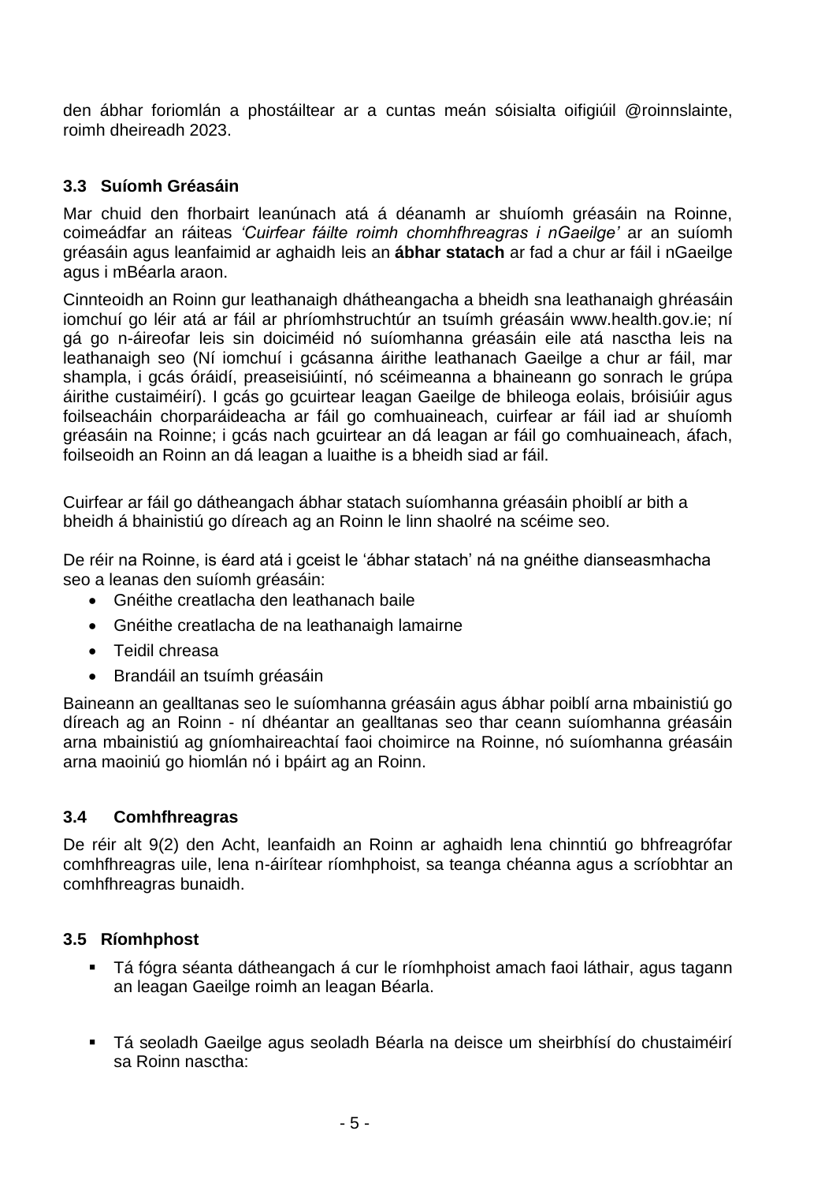den ábhar foriomlán a phostáiltear ar a cuntas meán sóisialta oifigiúil @roinnslainte, roimh dheireadh 2023.

### 3.3 Suíomh Gréasáin

Mar chuid den fhorbairt leanúnach atá á déanamh ar shuíomh gréasáin na Roinne, coimeádfar an ráiteas *'Cuirfear fáilte roimh chomhfhreagras i nGaeilge'* ar an suíomh gréasáin agus leanfaimid ar aghaidh leis an **ábhar statach** ar fad a chur ar fáil i nGaeilge agus i mBéarla araon.

Cinnteoidh an Roinn gur leathanaigh dhátheangacha a bheidh sna leathanaigh ghréasáin iomchuí go léir atá ar fáil ar phríomhstruchtúr an tsuímh gréasáin www.health.gov.ie; ní gá go n-áireofar leis sin doiciméid nó suíomhanna gréasáin eile atá nasctha leis na leathanaigh seo (Ní iomchuí i gcásanna áirithe leathanach Gaeilge a chur ar fáil, mar shampla, i gcás óráidí, preaseisiúintí, nó scéimeanna a bhaineann go sonrach le grúpa áirithe custaiméirí). I gcás go gcuirtear leagan Gaeilge de bhileoga eolais, bróisiúir agus foilseacháin chorparáideacha ar fáil go comhuaineach, cuirfear ar fáil iad ar shuíomh gréasáin na Roinne; i gcás nach gcuirtear an dá leagan ar fáil go comhuaineach, áfach, foilseoidh an Roinn an dá leagan a luaithe is a bheidh siad ar fáil.

Cuirfear ar fáil go dátheangach ábhar statach suíomhanna gréasáin phoiblí ar bith a bheidh á bhainistiú go díreach ag an Roinn le linn shaolré na scéime seo.

De réir na Roinne, is éard atá i gceist le 'ábhar statach' ná na gnéithe dianseasmhacha seo a leanas den suíomh gréasáin:

- Gnéithe creatlacha den leathanach baile
- Gnéithe creatlacha de na leathanaigh lamairne
- Teidil chreasa
- Brandáil an tsuímh gréasáin

Baineann an gealltanas seo le suíomhanna gréasáin agus ábhar poiblí arna mbainistiú go díreach ag an Roinn - ní dhéantar an gealltanas seo thar ceann suíomhanna gréasáin arna mbainistiú ag gníomhaireachtaí faoi choimirce na Roinne, nó suíomhanna gréasáin arna maoiniú go hiomlán nó i bpáirt ag an Roinn.

### 3.4 Comhfhreagras

De réir alt 9(2) den Acht, leanfaidh an Roinn ar aghaidh lena chinntiú go bhfreagrófar comhfhreagras uile, lena n-áirítear ríomhphoist, sa teanga chéanna agus a scríobhtar an comhfhreagras bunaidh.

### 3.5 Ríomhphost

- Tá fógra séanta dátheangach á cur le ríomhphoist amach faoi láthair, agus tagann an leagan Gaeilge roimh an leagan Béarla.
- Tá seoladh Gaeilge agus seoladh Béarla na deisce um sheirbhísí do chustaiméirí sa Roinn nasctha: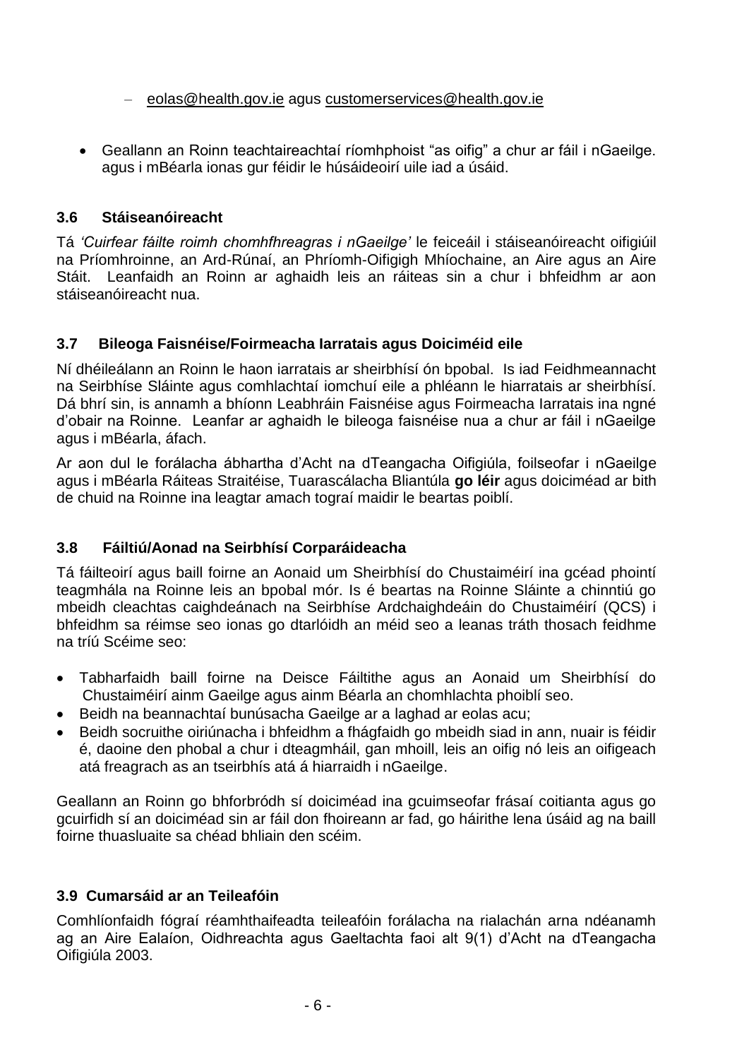– eolas@health.gov.ie agus customerservices@health.gov.ie

- Geallann an Roinn teachtaireachtaí ríomhphoist "as oifig" a chur ar fáil i nGaeilge. agus i mBéarla ionas gur féidir le húsáideoirí uile iad a úsáid.

### 3.6 Stáiseanóireacht

Tá *'Cuirfear fáilte roimh chomhfhreagras i nGaeilge'* le feiceáil i stáiseanóireacht oifigiúil na Príomhroinne, an Ard-Rúnaí, an Phríomh-Oifigigh Mhíochaine, an Aire agus an Aire Stáit. Leanfaidh an Roinn ar aghaidh leis an ráiteas sin a chur i bhfeidhm ar aon stáiseanóireacht nua.

### 3.7 Bileoga Faisnéise/Foirmeacha Iarratais agus Doiciméid eile

Ní dhéileálann an Roinn le haon iarratais ar sheirbhísí ón bpobal. Is iad Feidhmeannacht na Seirbhíse Sláinte agus comhlachtaí iomchuí eile a phléann le hiarratais ar sheirbhísí. Dá bhrí sin, is annamh a bhíonn Leabhráin Faisnéise agus Foirmeacha Iarratais ina ngné d'obair na Roinne. Leanfar ar aghaidh le bileoga faisnéise nua a chur ar fáil i nGaeilge agus i mBéarla, áfach.

Ar aon dul le forálacha ábhartha d'Acht na dTeangacha Oifigiúla, foilseofar i nGaeilge agus i mBéarla Ráiteas Straitéise, Tuarascálacha Bliantúla **go léir** agus doiciméad ar bith de chuid na Roinne ina leagtar amach tograí maidir le beartas poiblí.

### 3.8 Fáiltiú/Aonad na Seirbhísí Corparáideacha

Tá fáilteoirí agus baill foirne an Aonaid um Sheirbhísí do Chustaiméirí ina gcéad phointí teagmhála na Roinne leis an bpobal mór. Is é beartas na Roinne Sláinte a chinntiú go mbeidh cleachtas caighdeánach na Seirbhíse Ardchaighdeáin do Chustaiméirí (QCS) i bhfeidhm sa réimse seo ionas go dtarlóidh an méid seo a leanas tráth thosach feidhme na tríú Scéime seo:

- Tabharfaidh baill foirne na Deisce Fáiltithe agus an Aonaid um Sheirbhísí do Chustaiméirí ainm Gaeilge agus ainm Béarla an chomhlachta phoiblí seo.
- Beidh na beannachtaí bunúsacha Gaeilge ar a laghad ar eolas acu;
- Beidh socruithe oiriúnacha i bhfeidhm a fhágfaidh go mbeidh siad in ann, nuair is féidir é, daoine den phobal a chur i dteagmháil, gan mhoill, leis an oifig nó leis an oifigeach atá freagrach as an tseirbhís atá á hiarraidh i nGaeilge.

Geallann an Roinn go bhforbróidh sí doiciméad ina gcuimseofar frásaí coitianta agus go gcuirfidh sí an doiciméad sin ar fáil don fhoireann ar fad, go háirithe lena úsáid ag na baill foirne thuasluaite sa chéad bhliain den scéim.

### 3.9 Cumarsáid ar an Teileafóin

Comhlíonfaidh fógraí réamhthaifeadta teileafóin forálacha na rialachán arna ndéanamh ag an Aire Ealaíon, Oidhreachta agus Gaeltachta faoi alt 9(1) d'Acht na dTeangacha Oifigiúla 2003.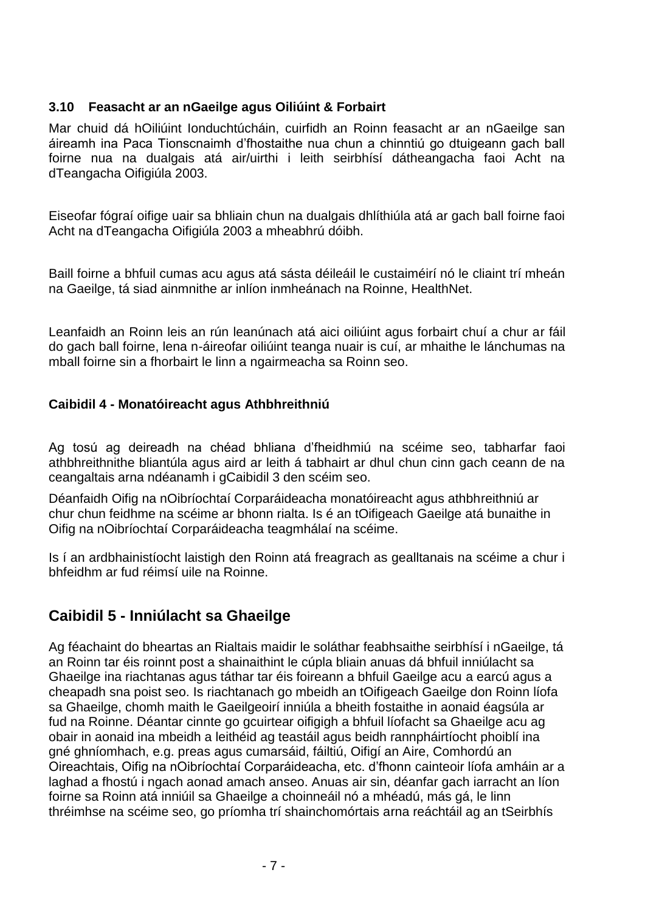### 3.10 Feasacht ar an nGaeilge agus Oiliúint & Forbairt

Mar chuid dá hOiliúint Ionduchtúcháin, cuirfidh an Roinn feasacht ar an nGaeilge san áireamh ina Paca Tionscnaimh d'fhostaithe nua chun a chinntiú go dtuigeann gach ball foirne nua na dualgais atá air/uirthi i leith seirbhísí dátheangacha faoi Acht na dTeangacha Oifigiúla 2003.

Eiseofar fógraí oifige uair sa bhliain chun na dualgais dhlíthiúla atá ar gach ball foirne faoi Acht na dTeangacha Oifigiúla 2003 a mheabhrú dóibh.

Baill foirne a bhfuil cumas acu agus atá sásta déileáil le custaiméirí nó le cliaint trí mheán na Gaeilge, tá siad ainmnithe ar inlíon inmheánach na Roinne, HealthNet.

Leanfaidh an Roinn leis an rún leanúnach atá aici oiliúint agus forbairt chuí a chur ar fáil do gach ball foirne, lena n-áireofar oiliúint teanga nuair is cuí, ar mhaithe le lánchumas na mball foirne sin a fhorbairt le linn a ngairmeacha sa Roinn seo.

### Caibidil 4 - Monatóireacht agus Athbhreithniú

Ag tosú ag deireadh na chéad bhliana d'fheidhmiú na scéime seo, tabharfar faoi athbhreithnithe bliantúla agus aird ar leith á tabhairt ar dhul chun cinn gach ceann de na ceangaltais arna ndéanamh i gCaibidil 3 den scéim seo.

Déanfaidh Oifig na nOibríochtaí Corparáideacha monatóireacht agus athbhreithniú ar chur chun feidhme na scéime ar bhonn rialta. Is é an tOifigeach Gaeilge atá bunaithe in Oifig na nOibríochtaí Corparáideacha teagmhálaí na scéime.

Is í an ardbhainistíocht laistigh den Roinn atá freagrach as gealltanais na scéime a chur i bhfeidhm ar fud réimsí uile na Roinne.

## Caibidil 5 - Inniúlacht sa Ghaeilge

Ag féachaint do bheartas an Rialtais maidir le soláthar feabhsaithe seirbhísí i nGaeilge, tá an Roinn tar éis roinnt post a shainaithint le cúpla bliain anuas dá bhfuil inniúlacht sa Ghaeilge ina riachtanas agus táthar tar éis foireann a bhfuil Gaeilge acu a earcú agus a cheapadh sna poist seo. Is riachtanach go mbeidh an tOifigeach Gaeilge don Roinn líofa sa Ghaeilge, chomh maith le Gaeilgeoirí inniúla a bheith fostaithe in aonaid éagsúla ar fud na Roinne. Déantar cinnte go gcuirtear oifigigh a bhfuil líofacht sa Ghaeilge acu ag obair in aonaid ina mbeidh a leithéid ag teastáil agus beidh rannpháirtíocht phoiblí ina gné ghníomhach, e.g. preas agus cumarsáid, fáiltiú, Oifigí an Aire, Comhordú an Oireachtais, Oifig na nOibríochtaí Corparáideacha, etc. d'fhonn cainteoir líofa amháin ar a laghad a fhostú i ngach aonad amach anseo. Anuas air sin, déanfar gach iarracht an líon foirne sa Roinn atá inniúil sa Ghaeilge a choinneáil nó a mhéadú, más gá, le linn thréimhse na scéime seo, go príomha trí shainchomórtais arna reáchtáil ag an tSeirbhís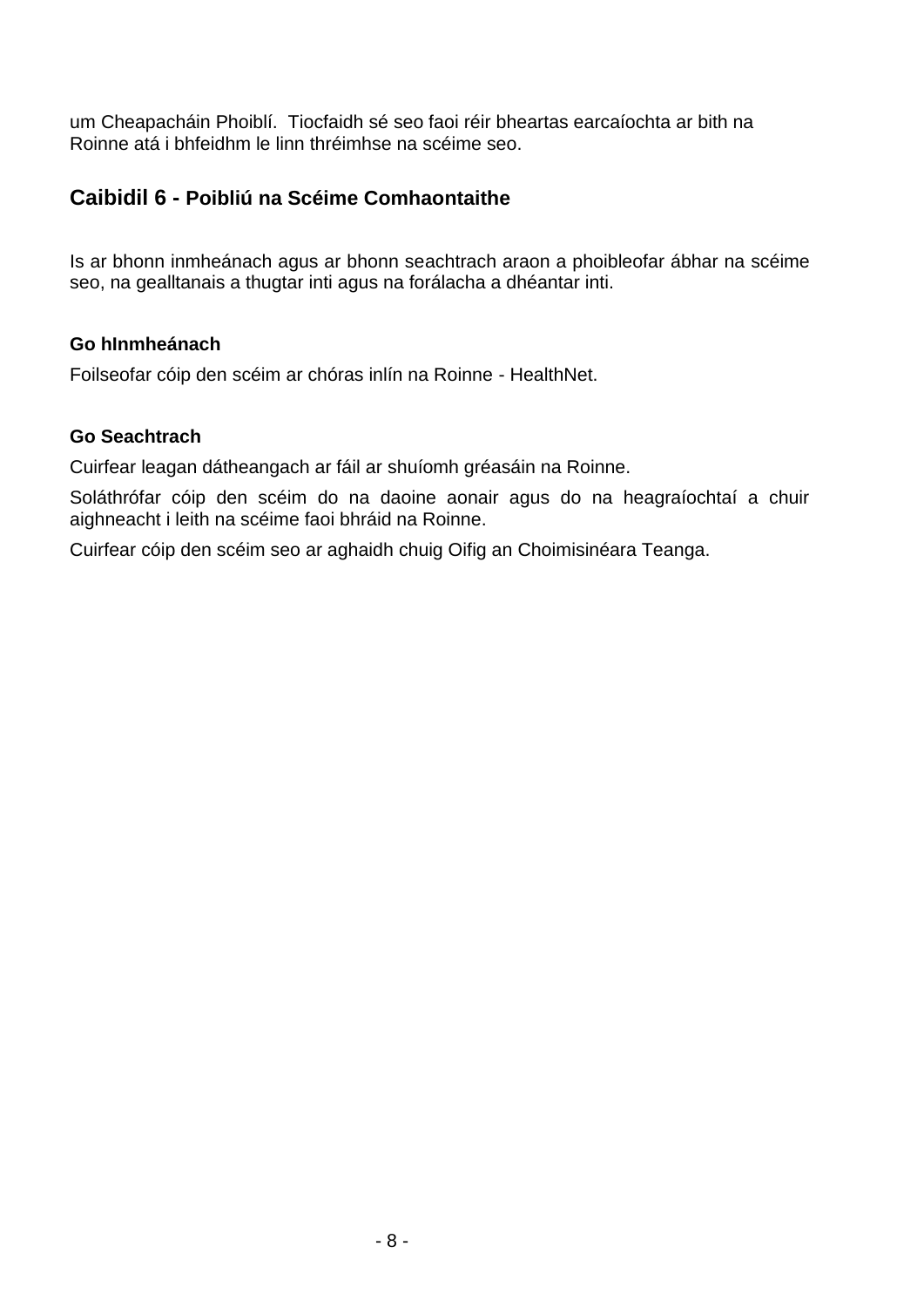um Cheapacháin Phoiblí.  Tiocfaidh sé seo faoi réir bheartas earcaíochta ar bith na Roinne atá i bhfeidhm le linn thréimhse na scéime seo.

## Caibidil 6 - Poibliú na Scéime Comhaontaithe

Is ar bhonn inmheánach agus ar bhonn seachtrach araon a phoibleofar ábhar na scéime seo, na gealltanais a thugtar inti agus na forálacha a dhéantar inti.

### Go hInmheánach

Foilseofar cóip den scéim ar chóras inlín na Roinne - HealthNet.

### Go Seachtrach

Cuirfear leagan dátheangach ar fáil ar shuíomh gréasáin na Roinne.

Soláthrófar cóip den scéim do na daoine aonair agus do na heagraíochtaí a chuir aighneacht i leith na scéime faoi bhráid na Roinne.

Cuirfear cóip den scéim seo ar aghaidh chuig Oifig an Choimisinéara Teanga.